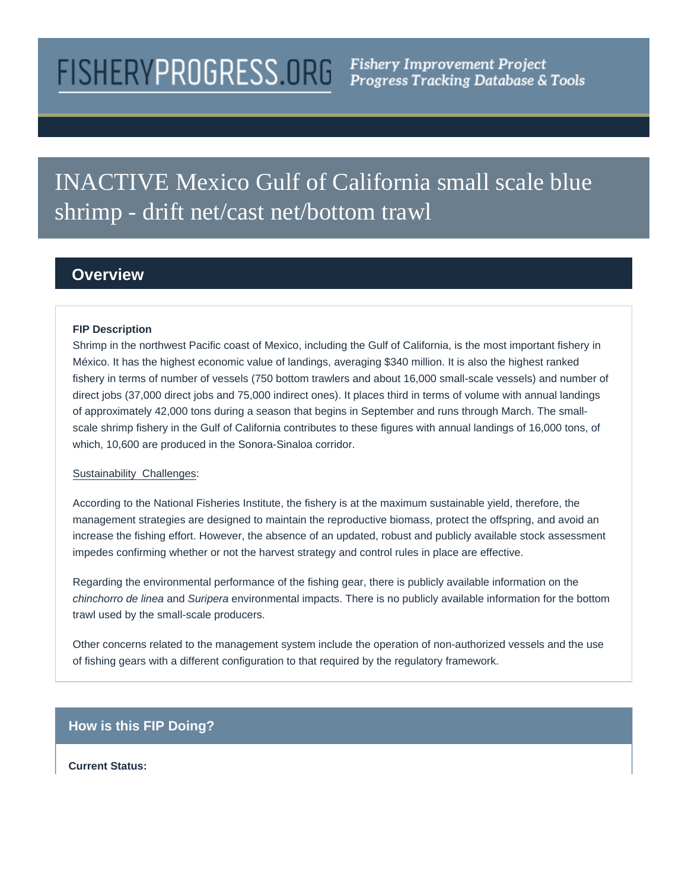FISHERYPROGRESS.ORG *Fishery Improvement Project Progress Tracking Database & Tools*

# INACTIVE Mexico Gulf of California small scale blue shrimp - drift net/cast net/bottom trawl

## Overview

**FIP Description**

Shrimp in the northwest Pacific coast of Mexico, including the Gulf of California, is the most important fishery in México. It has the highest economic value of landings, averaging $340 million. It is also the highest ranked fishery in terms of number of vessels (750 bottom trawlers and about 16,000 small-scale vessels) and number of direct jobs (37,000 direct jobs and 75,000 indirect ones). It places third in terms of volume with annual landings of approximately 42,000 tons during a season that begins in September and runs through March. The small-scale shrimp fishery in the Gulf of California contributes to these figures with annual landings of 16,000 tons, of which, 10,600 are produced in the Sonora-Sinaloa corridor.

Sustainability Challenges:

According to the National Fisheries Institute, the fishery is at the maximum sustainable yield, therefore, the management strategies are designed to maintain the reproductive biomass, protect the offspring, and avoid an increase the fishing effort. However, the absence of an updated, robust and publicly available stock assessment impedes confirming whether or not the harvest strategy and control rules in place are effective.

Regarding the environmental performance of the fishing gear, there is publicly available information on the *chinchorro de linea* and *Suripera* environmental impacts. There is no publicly available information for the bottom trawl used by the small-scale producers.

Other concerns related to the management system include the operation of non-authorized vessels and the use of fishing gears with a different configuration to that required by the regulatory framework.

## How is this FIP Doing?

**Current Status:**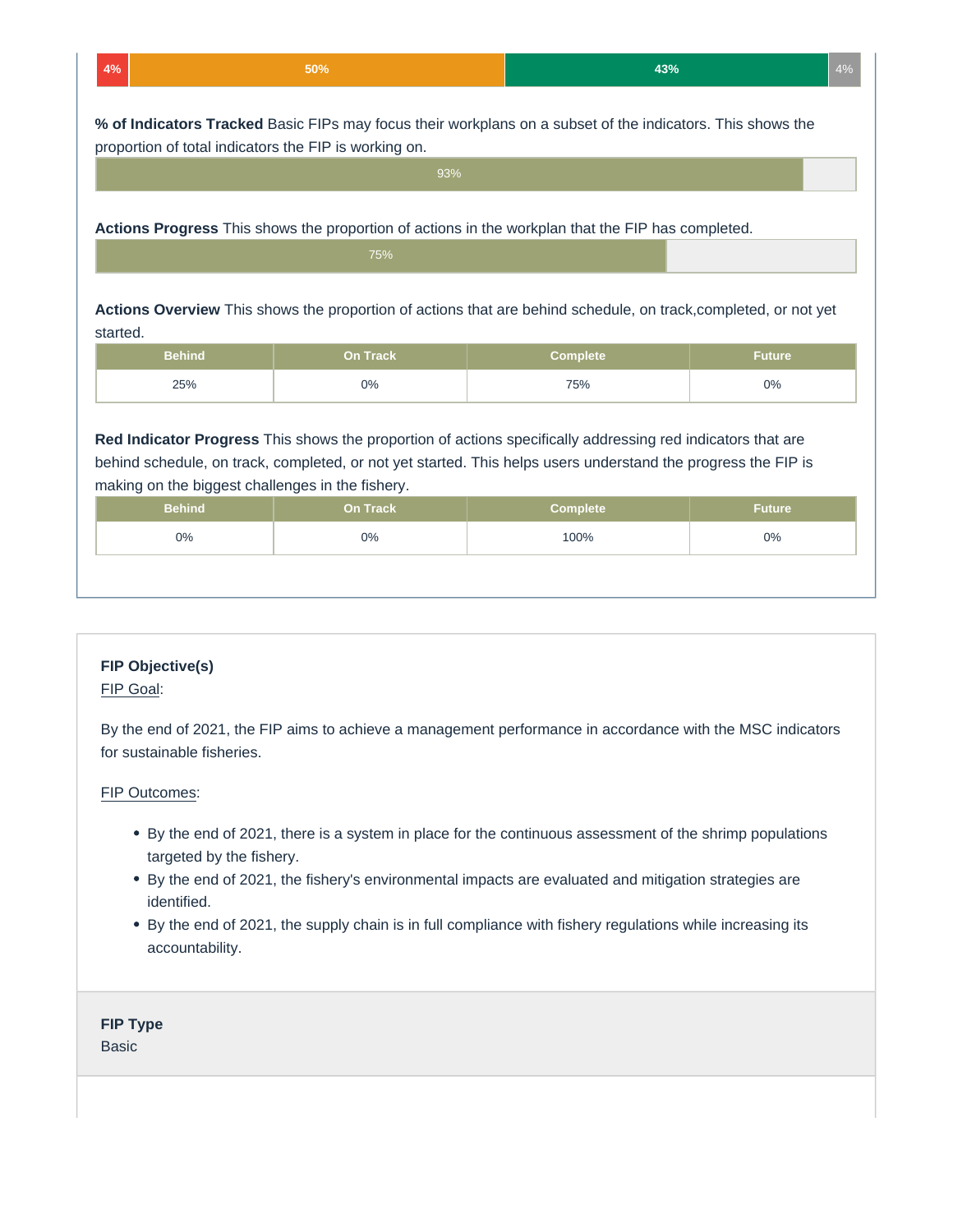| 4% | 50% | 43% | 4% |
|---|---|---|---|

**% of Indicators Tracked** Basic FIPs may focus their workplans on a subset of the indicators. This shows the proportion of total indicators the FIP is working on.

93%

**Actions Progress** This shows the proportion of actions in the workplan that the FIP has completed.

75%

**Actions Overview** This shows the proportion of actions that are behind schedule, on track,completed, or not yet started.

| Behind | On Track | Complete | Future |
|---|---|---|---|
| 25% | 0% | 75% | 0% |

**Red Indicator Progress** This shows the proportion of actions specifically addressing red indicators that are behind schedule, on track, completed, or not yet started. This helps users understand the progress the FIP is making on the biggest challenges in the fishery.

| Behind | On Track | Complete | Future |
|---|---|---|---|
| 0% | 0% | 100% | 0% |

**FIP Objective(s)**

FIP Goal:

By the end of 2021, the FIP aims to achieve a management performance in accordance with the MSC indicators for sustainable fisheries.

FIP Outcomes:

- By the end of 2021, there is a system in place for the continuous assessment of the shrimp populations targeted by the fishery.
- By the end of 2021, the fishery's environmental impacts are evaluated and mitigation strategies are identified.
- By the end of 2021, the supply chain is in full compliance with fishery regulations while increasing its accountability.

**FIP Type**

Basic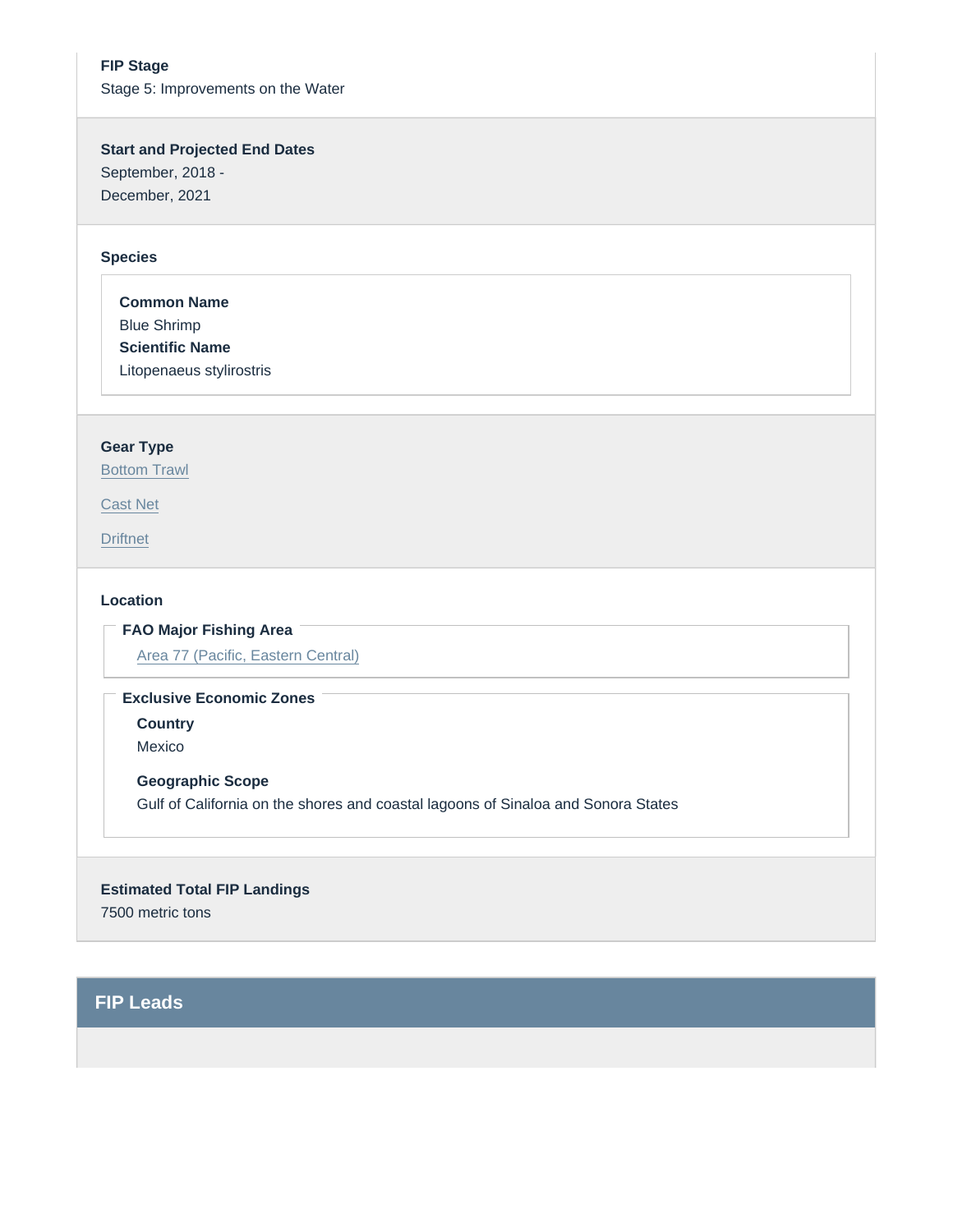**FIP Stage**
Stage 5: Improvements on the Water

**Start and Projected End Dates**
September, 2018 -
December, 2021

**Species**

**Common Name**
Blue Shrimp
**Scientific Name**
Litopenaeus stylirostris

**Gear Type**
Bottom Trawl

Cast Net

Driftnet

**Location**

**FAO Major Fishing Area**

Area 77 (Pacific, Eastern Central)

**Exclusive Economic Zones**

**Country**
Mexico

**Geographic Scope**
Gulf of California on the shores and coastal lagoons of Sinaloa and Sonora States

**Estimated Total FIP Landings**
7500 metric tons

## FIP Leads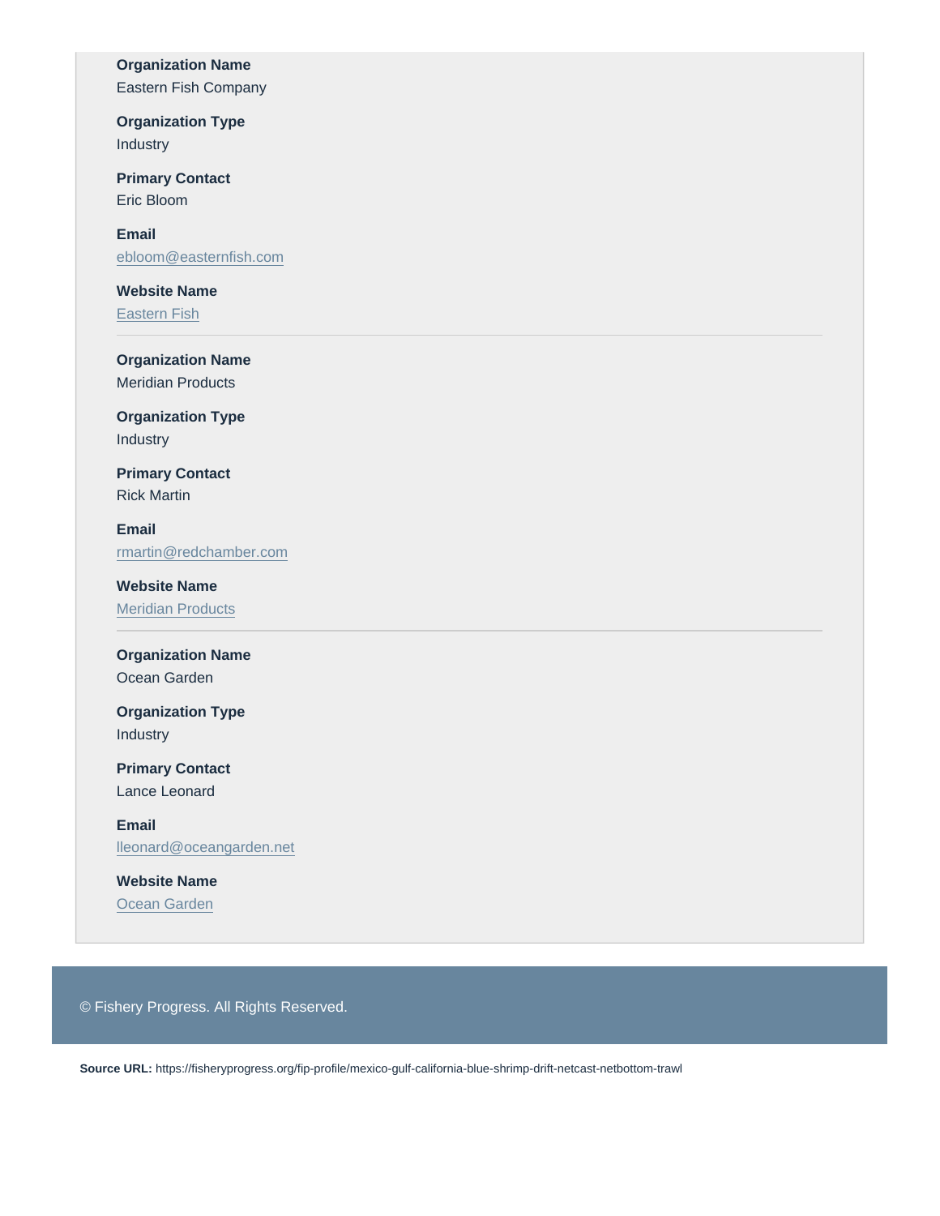**Organization Name**
Eastern Fish Company

**Organization Type**
Industry

**Primary Contact**
Eric Bloom

**Email**
ebloom@easternfish.com

**Website Name**
Eastern Fish

---

**Organization Name**
Meridian Products

**Organization Type**
Industry

**Primary Contact**
Rick Martin

**Email**
rmartin@redchamber.com

**Website Name**
Meridian Products

---

**Organization Name**
Ocean Garden

**Organization Type**
Industry

**Primary Contact**
Lance Leonard

**Email**
lleonard@oceangarden.net

**Website Name**
Ocean Garden

© Fishery Progress. All Rights Reserved.

**Source URL:** https://fisheryprogress.org/fip-profile/mexico-gulf-california-blue-shrimp-drift-netcast-netbottom-trawl